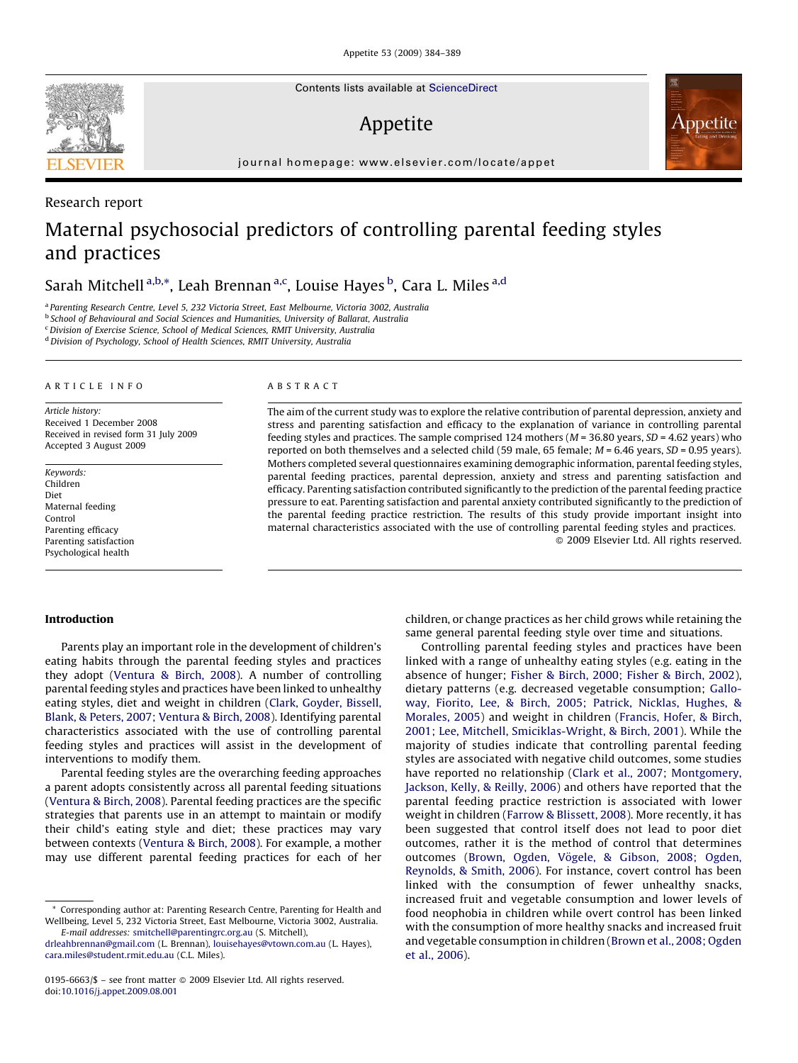Research report

# Maternal psychosocial predictors of controlling parental feeding styles and practices

Sarah Mitchell [a,b,*], Leah Brennan [a,c], Louise Hayes [b], Cara L. Miles [a,d]

[a] Parenting Research Centre, Level 5, 232 Victoria Street, East Melbourne, Victoria 3002, Australia
[b] School of Behavioural and Social Sciences and Humanities, University of Ballarat, Australia
[c] Division of Exercise Science, School of Medical Sciences, RMIT University, Australia
[d] Division of Psychology, School of Health Sciences, RMIT University, Australia

**ARTICLE INFO**

*Article history:*
Received 1 December 2008
Received in revised form 31 July 2009
Accepted 3 August 2009

*Keywords:*
Children
Diet
Maternal feeding
Control
Parenting efficacy
Parenting satisfaction
Psychological health

**ABSTRACT**

The aim of the current study was to explore the relative contribution of parental depression, anxiety and stress and parenting satisfaction and efficacy to the explanation of variance in controlling parental feeding styles and practices. The sample comprised 124 mothers ($M = 36.80$ years, $SD = 4.62$ years) who reported on both themselves and a selected child (59 male, 65 female; $M = 6.46$ years, $SD = 0.95$ years). Mothers completed several questionnaires examining demographic information, parental feeding styles, parental feeding practices, parental depression, anxiety and stress and parenting satisfaction and efficacy. Parenting satisfaction contributed significantly to the prediction of the parental feeding practice pressure to eat. Parenting satisfaction and parental anxiety contributed significantly to the prediction of the parental feeding practice restriction. The results of this study provide important insight into maternal characteristics associated with the use of controlling parental feeding styles and practices.

© 2009 Elsevier Ltd. All rights reserved.

## Introduction

Parents play an important role in the development of children's eating habits through the parental feeding styles and practices they adopt (Ventura & Birch, 2008). A number of controlling parental feeding styles and practices have been linked to unhealthy eating styles, diet and weight in children (Clark, Goyder, Bissell, Blank, & Peters, 2007; Ventura & Birch, 2008). Identifying parental characteristics associated with the use of controlling parental feeding styles and practices will assist in the development of interventions to modify them.

Parental feeding styles are the overarching feeding approaches a parent adopts consistently across all parental feeding situations (Ventura & Birch, 2008). Parental feeding practices are the specific strategies that parents use in an attempt to maintain or modify their child's eating style and diet; these practices may vary between contexts (Ventura & Birch, 2008). For example, a mother may use different parental feeding practices for each of her children, or change practices as her child grows while retaining the same general parental feeding style over time and situations.

Controlling parental feeding styles and practices have been linked with a range of unhealthy eating styles (e.g. eating in the absence of hunger; Fisher & Birch, 2000; Fisher & Birch, 2002), dietary patterns (e.g. decreased vegetable consumption; Galloway, Fiorito, Lee, & Birch, 2005; Patrick, Nicklas, Hughes, & Morales, 2005) and weight in children (Francis, Hofer, & Birch, 2001; Lee, Mitchell, Smiciklas-Wright, & Birch, 2001). While the majority of studies indicate that controlling parental feeding styles are associated with negative child outcomes, some studies have reported no relationship (Clark et al., 2007; Montgomery, Jackson, Kelly, & Reilly, 2006) and others have reported that the parental feeding practice restriction is associated with lower weight in children (Farrow & Blissett, 2008). More recently, it has been suggested that control itself does not lead to poor diet outcomes, rather it is the method of control that determines outcomes (Brown, Ogden, Vögele, & Gibson, 2008; Ogden, Reynolds, & Smith, 2006). For instance, covert control has been linked with the consumption of fewer unhealthy snacks, increased fruit and vegetable consumption and lower levels of food neophobia in children while overt control has been linked with the consumption of more healthy snacks and increased fruit and vegetable consumption in children (Brown et al., 2008; Ogden et al., 2006).

\* Corresponding author at: Parenting Research Centre, Parenting for Health and Wellbeing, Level 5, 232 Victoria Street, East Melbourne, Victoria 3002, Australia.
E-mail addresses: smitchell@parentingrc.org.au (S. Mitchell), drleahbrennan@gmail.com (L. Brennan), louisehayes@vtown.com.au (L. Hayes), cara.miles@student.rmit.edu.au (C.L. Miles).

0195-6663/$ – see front matter © 2009 Elsevier Ltd. All rights reserved.
doi:10.1016/j.appet.2009.08.001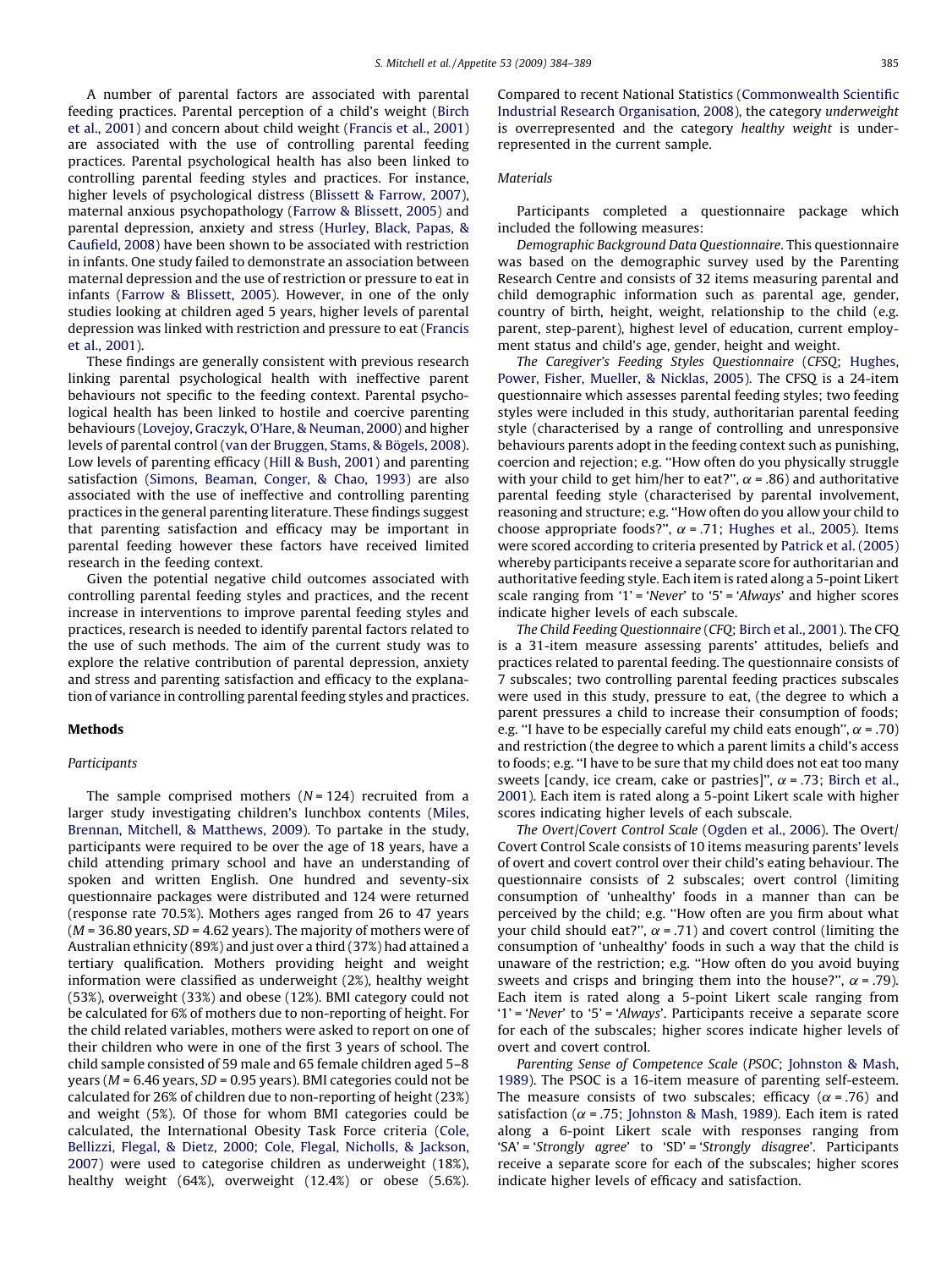A number of parental factors are associated with parental feeding practices. Parental perception of a child's weight (Birch et al., 2001) and concern about child weight (Francis et al., 2001) are associated with the use of controlling parental feeding practices. Parental psychological health has also been linked to controlling parental feeding styles and practices. For instance, higher levels of psychological distress (Blissett & Farrow, 2007), maternal anxious psychopathology (Farrow & Blissett, 2005) and parental depression, anxiety and stress (Hurley, Black, Papas, & Caufield, 2008) have been shown to be associated with restriction in infants. One study failed to demonstrate an association between maternal depression and the use of restriction or pressure to eat in infants (Farrow & Blissett, 2005). However, in one of the only studies looking at children aged 5 years, higher levels of parental depression was linked with restriction and pressure to eat (Francis et al., 2001).

These findings are generally consistent with previous research linking parental psychological health with ineffective parent behaviours not specific to the feeding context. Parental psychological health has been linked to hostile and coercive parenting behaviours (Lovejoy, Graczyk, O'Hare, & Neuman, 2000) and higher levels of parental control (van der Bruggen, Stams, & Bögels, 2008). Low levels of parenting efficacy (Hill & Bush, 2001) and parenting satisfaction (Simons, Beaman, Conger, & Chao, 1993) are also associated with the use of ineffective and controlling parenting practices in the general parenting literature. These findings suggest that parenting satisfaction and efficacy may be important in parental feeding however these factors have received limited research in the feeding context.

Given the potential negative child outcomes associated with controlling parental feeding styles and practices, and the recent increase in interventions to improve parental feeding styles and practices, research is needed to identify parental factors related to the use of such methods. The aim of the current study was to explore the relative contribution of parental depression, anxiety and stress and parenting satisfaction and efficacy to the explanation of variance in controlling parental feeding styles and practices.

## Methods

### Participants

The sample comprised mothers ($N = 124$) recruited from a larger study investigating children's lunchbox contents (Miles, Brennan, Mitchell, & Matthews, 2009). To partake in the study, participants were required to be over the age of 18 years, have a child attending primary school and have an understanding of spoken and written English. One hundred and seventy-six questionnaire packages were distributed and 124 were returned (response rate 70.5%). Mothers ages ranged from 26 to 47 years ($M = 36.80$ years, $SD = 4.62$ years). The majority of mothers were of Australian ethnicity (89%) and just over a third (37%) had attained a tertiary qualification. Mothers providing height and weight information were classified as underweight (2%), healthy weight (53%), overweight (33%) and obese (12%). BMI category could not be calculated for 6% of mothers due to non-reporting of height. For the child related variables, mothers were asked to report on one of their children who were in one of the first 3 years of school. The child sample consisted of 59 male and 65 female children aged 5–8 years ($M = 6.46$ years, $SD = 0.95$ years). BMI categories could not be calculated for 26% of children due to non-reporting of height (23%) and weight (5%). Of those for whom BMI categories could be calculated, the International Obesity Task Force criteria (Cole, Bellizzi, Flegal, & Dietz, 2000; Cole, Flegal, Nicholls, & Jackson, 2007) were used to categorise children as underweight (18%), healthy weight (64%), overweight (12.4%) or obese (5.6%). Compared to recent National Statistics (Commonwealth Scientific Industrial Research Organisation, 2008), the category *underweight* is overrepresented and the category *healthy weight* is underrepresented in the current sample.

### Materials

Participants completed a questionnaire package which included the following measures:

*Demographic Background Data Questionnaire.* This questionnaire was based on the demographic survey used by the Parenting Research Centre and consists of 32 items measuring parental and child demographic information such as parental age, gender, country of birth, height, weight, relationship to the child (e.g. parent, step-parent), highest level of education, current employment status and child's age, gender, height and weight.

*The Caregiver's Feeding Styles Questionnaire* (*CFSQ*; Hughes, Power, Fisher, Mueller, & Nicklas, 2005). The CFSQ is a 24-item questionnaire which assesses parental feeding styles; two feeding styles were included in this study, authoritarian parental feeding style (characterised by a range of controlling and unresponsive behaviours parents adopt in the feeding context such as punishing, coercion and rejection; e.g. "How often do you physically struggle with your child to get him/her to eat?", $\alpha = .86$) and authoritative parental feeding style (characterised by parental involvement, reasoning and structure; e.g. "How often do you allow your child to choose appropriate foods?", $\alpha = .71$; Hughes et al., 2005). Items were scored according to criteria presented by Patrick et al. (2005) whereby participants receive a separate score for authoritarian and authoritative feeding style. Each item is rated along a 5-point Likert scale ranging from '1' = '*Never*' to '5' = '*Always*' and higher scores indicate higher levels of each subscale.

*The Child Feeding Questionnaire* (*CFQ*; Birch et al., 2001). The CFQ is a 31-item measure assessing parents' attitudes, beliefs and practices related to parental feeding. The questionnaire consists of 7 subscales; two controlling parental feeding practices subscales were used in this study, pressure to eat, (the degree to which a parent pressures a child to increase their consumption of foods; e.g. "I have to be especially careful my child eats enough", $\alpha = .70$) and restriction (the degree to which a parent limits a child's access to foods; e.g. "I have to be sure that my child does not eat too many sweets [candy, ice cream, cake or pastries]", $\alpha = .73$; Birch et al., 2001). Each item is rated along a 5-point Likert scale with higher scores indicating higher levels of each subscale.

*The Overt/Covert Control Scale* (Ogden et al., 2006). The Overt/Covert Control Scale consists of 10 items measuring parents' levels of overt and covert control over their child's eating behaviour. The questionnaire consists of 2 subscales; overt control (limiting consumption of 'unhealthy' foods in a manner than can be perceived by the child; e.g. "How often are you firm about what your child should eat?", $\alpha = .71$) and covert control (limiting the consumption of 'unhealthy' foods in such a way that the child is unaware of the restriction; e.g. "How often do you avoid buying sweets and crisps and bringing them into the house?", $\alpha = .79$). Each item is rated along a 5-point Likert scale ranging from '1' = '*Never*' to '5' = '*Always*'. Participants receive a separate score for each of the subscales; higher scores indicate higher levels of overt and covert control.

*Parenting Sense of Competence Scale* (*PSOC*; Johnston & Mash, 1989). The PSOC is a 16-item measure of parenting self-esteem. The measure consists of two subscales; efficacy ($\alpha = .76$) and satisfaction ($\alpha = .75$; Johnston & Mash, 1989). Each item is rated along a 6-point Likert scale with responses ranging from 'SA' = '*Strongly agree*' to 'SD' = '*Strongly disagree*'. Participants receive a separate score for each of the subscales; higher scores indicate higher levels of efficacy and satisfaction.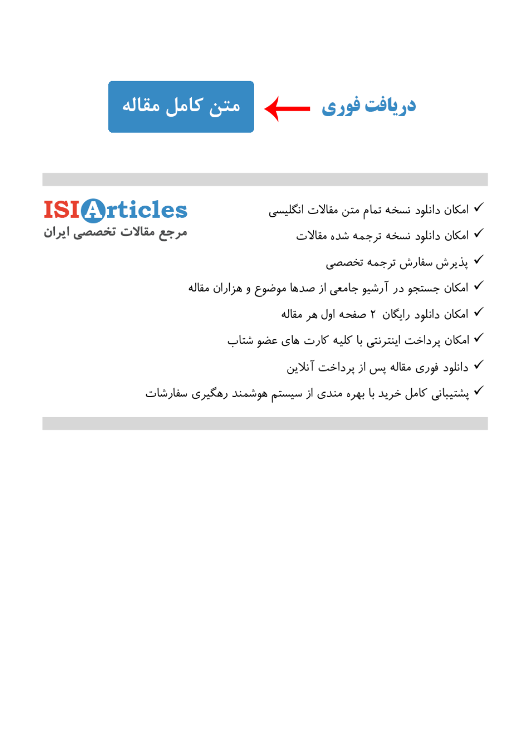دریافت فوری ← متن کامل مقاله

**ISIArticles**
مرجع مقالات تخصصی ایران

- ✓ امکان دانلود نسخه تمام متن مقالات انگلیسی
- ✓ امکان دانلود نسخه ترجمه شده مقالات
- ✓ پذیرش سفارش ترجمه تخصصی
- ✓ امکان جستجو در آرشیو جامعی از صدها موضوع و هزاران مقاله
- ✓ امکان دانلود رایگان ۲ صفحه اول هر مقاله
- ✓ امکان پرداخت اینترنتی با کلیه کارت های عضو شتاب
- ✓ دانلود فوری مقاله پس از پرداخت آنلاین
- ✓ پشتیبانی کامل خرید با بهره مندی از سیستم هوشمند رهگیری سفارشات